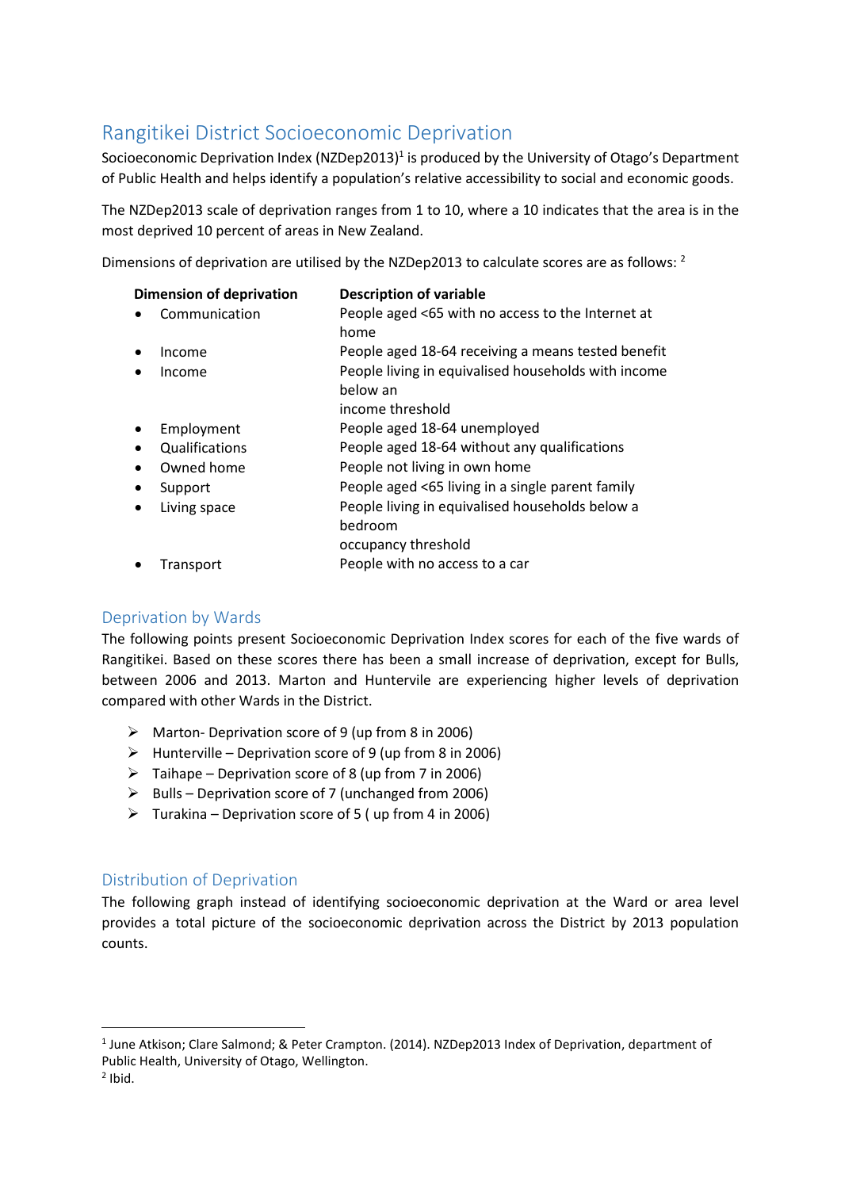# Rangitikei District Socioeconomic Deprivation

Socioeconomic Deprivation Index (NZDep2013)[1] is produced by the University of Otago's Department of Public Health and helps identify a population's relative accessibility to social and economic goods.

The NZDep2013 scale of deprivation ranges from 1 to 10, where a 10 indicates that the area is in the most deprived 10 percent of areas in New Zealand.

Dimensions of deprivation are utilised by the NZDep2013 to calculate scores are as follows: [2]

| Dimension of deprivation | Description of variable |
|---|---|
| • Communication | People aged <65 with no access to the Internet at home |
| • Income | People aged 18-64 receiving a means tested benefit |
| • Income | People living in equivalised households with income below an income threshold |
| • Employment | People aged 18-64 unemployed |
| • Qualifications | People aged 18-64 without any qualifications |
| • Owned home | People not living in own home |
| • Support | People aged <65 living in a single parent family |
| • Living space | People living in equivalised households below a bedroom occupancy threshold |
| • Transport | People with no access to a car |

## Deprivation by Wards

The following points present Socioeconomic Deprivation Index scores for each of the five wards of Rangitikei. Based on these scores there has been a small increase of deprivation, except for Bulls, between 2006 and 2013. Marton and Huntervile are experiencing higher levels of deprivation compared with other Wards in the District.

- Marton- Deprivation score of 9 (up from 8 in 2006)
- Hunterville – Deprivation score of 9 (up from 8 in 2006)
- Taihape – Deprivation score of 8 (up from 7 in 2006)
- Bulls – Deprivation score of 7 (unchanged from 2006)
- Turakina – Deprivation score of 5 ( up from 4 in 2006)

## Distribution of Deprivation

The following graph instead of identifying socioeconomic deprivation at the Ward or area level provides a total picture of the socioeconomic deprivation across the District by 2013 population counts.

---

[1] June Atkison; Clare Salmond; & Peter Crampton. (2014). NZDep2013 Index of Deprivation, department of Public Health, University of Otago, Wellington.

[2] Ibid.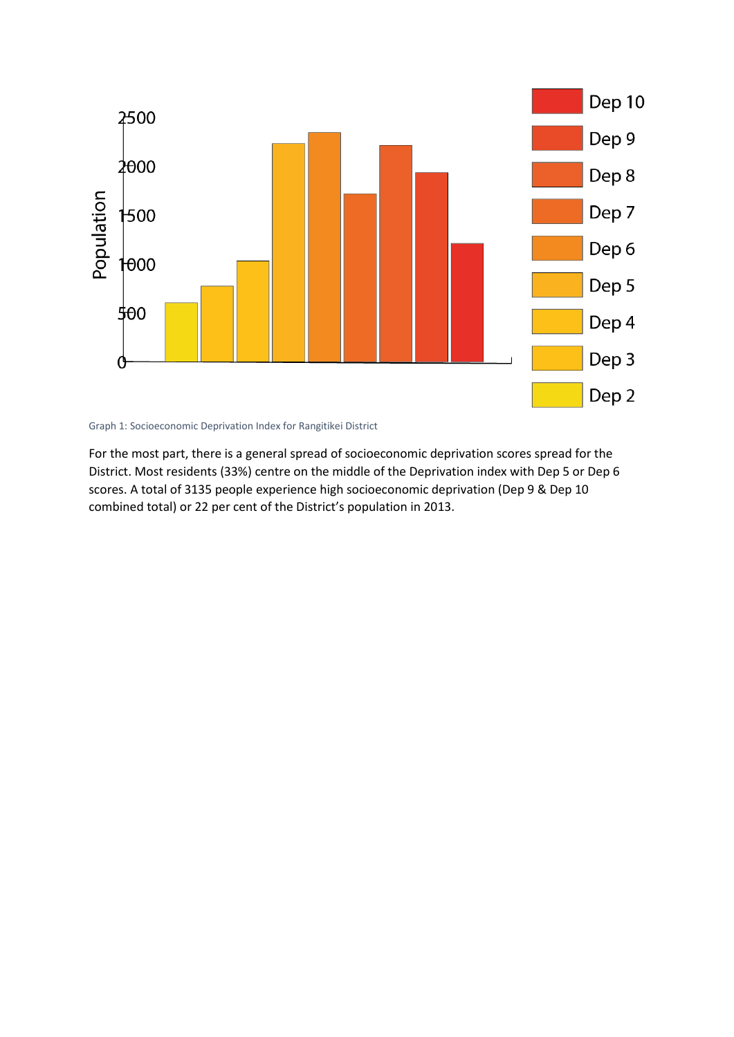Population

2500
2000
1500
1000
500
0

Dep 10
Dep 9
Dep 8
Dep 7
Dep 6
Dep 5
Dep 4
Dep 3
Dep 2

Graph 1: Socioeconomic Deprivation Index for Rangitikei District

For the most part, there is a general spread of socioeconomic deprivation scores spread for the District. Most residents (33%) centre on the middle of the Deprivation index with Dep 5 or Dep 6 scores. A total of 3135 people experience high socioeconomic deprivation (Dep 9 & Dep 10 combined total) or 22 per cent of the District's population in 2013.